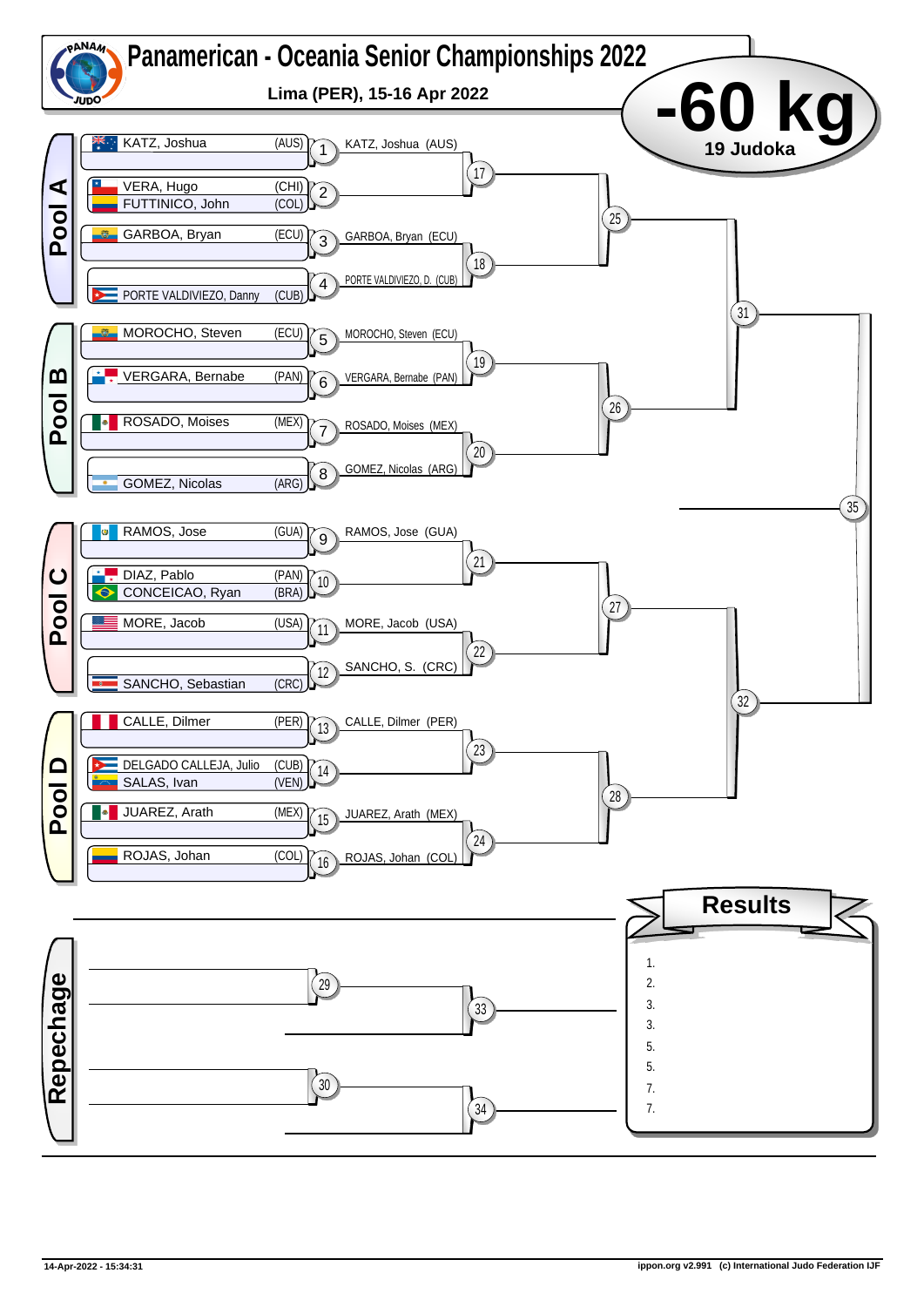# Panamerican - Oceania Senior Championships 2022

**Lima (PER), 15-16 Apr 2022**

## -60 kg

**19 Judoka**

## Pool A

| Match | Competitor(s) | Advances |
|---|---|---|
| 1 | KATZ, Joshua (AUS) | KATZ, Joshua (AUS) |
| 2 | VERA, Hugo (CHI) – FUTTINICO, John (COL) | |
| 3 | GARBOA, Bryan (ECU) | GARBOA, Bryan (ECU) |
| 4 | PORTE VALDIVIEZO, Danny (CUB) | PORTE VALDIVIEZO, D. (CUB) |

Matches 17, 18 → 25

## Pool B

| Match | Competitor(s) | Advances |
|---|---|---|
| 5 | MOROCHO, Steven (ECU) | MOROCHO, Steven (ECU) |
| 6 | VERGARA, Bernabe (PAN) | VERGARA, Bernabe (PAN) |
| 7 | ROSADO, Moises (MEX) | ROSADO, Moises (MEX) |
| 8 | GOMEZ, Nicolas (ARG) | GOMEZ, Nicolas (ARG) |

Matches 19, 20 → 26

Matches 25, 26 → 31

## Pool C

| Match | Competitor(s) | Advances |
|---|---|---|
| 9 | RAMOS, Jose (GUA) | RAMOS, Jose (GUA) |
| 10 | DIAZ, Pablo (PAN) – CONCEICAO, Ryan (BRA) | |
| 11 | MORE, Jacob (USA) | MORE, Jacob (USA) |
| 12 | SANCHO, Sebastian (CRC) | SANCHO, S. (CRC) |

Matches 21, 22 → 27

## Pool D

| Match | Competitor(s) | Advances |
|---|---|---|
| 13 | CALLE, Dilmer (PER) | CALLE, Dilmer (PER) |
| 14 | DELGADO CALLEJA, Julio (CUB) – SALAS, Ivan (VEN) | |
| 15 | JUAREZ, Arath (MEX) | JUAREZ, Arath (MEX) |
| 16 | ROJAS, Johan (COL) | ROJAS, Johan (COL) |

Matches 23, 24 → 28

Matches 27, 28 → 32

Matches 31, 32 → 35

## Repechage

Matches 29 → 33, 30 → 34

## Results

1.
2.
3.
3.
5.
5.
7.
7.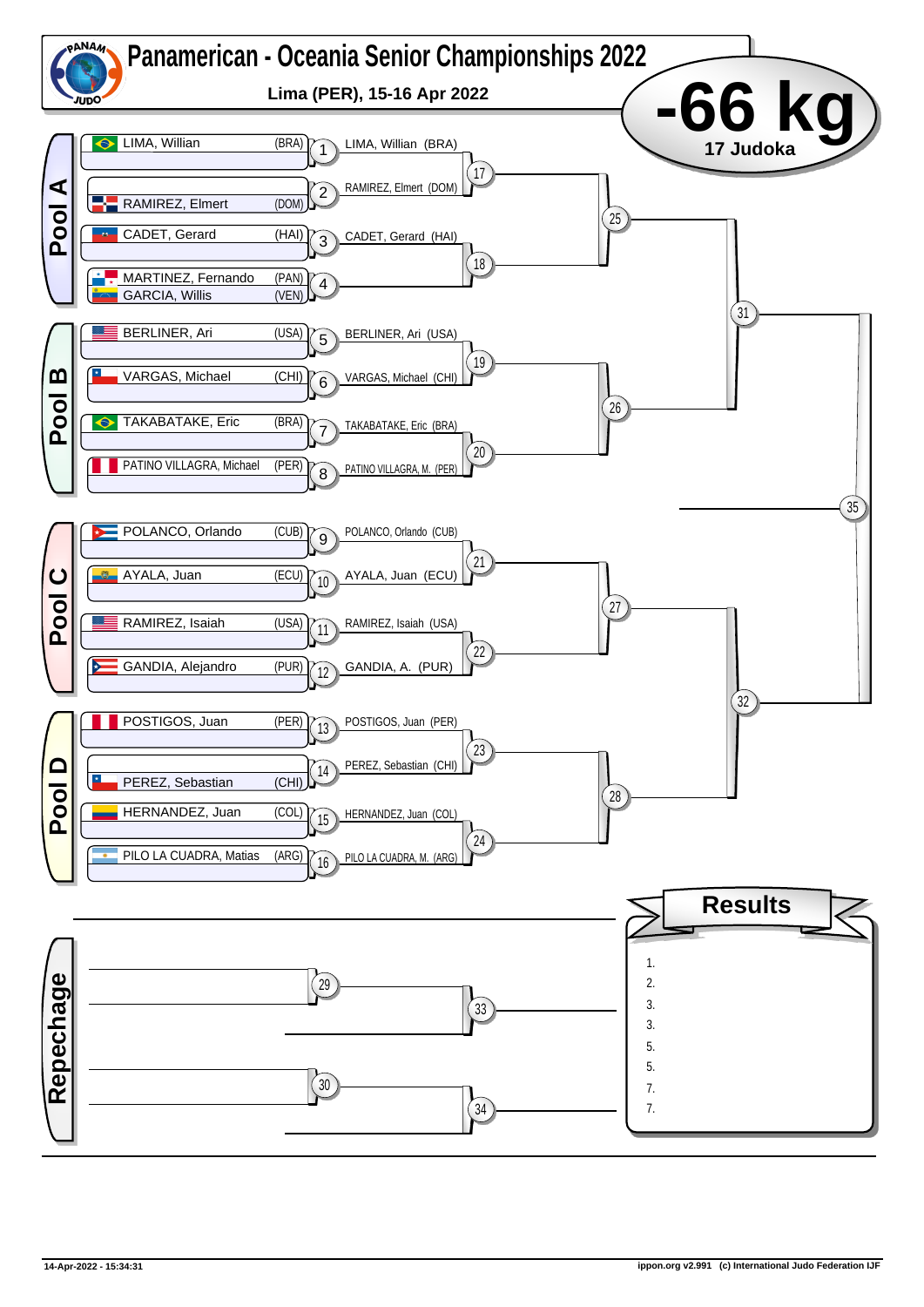# Panamerican - Oceania Senior Championships 2022

**Lima (PER), 15-16 Apr 2022**

## -66 kg

**17 Judoka**

### Pool A

| Contest | Athlete(s) | Entry |
| --- | --- | --- |
| 1 | LIMA, William (BRA) | LIMA, Willian (BRA) |
| 2 | RAMIREZ, Elmert (DOM) | RAMIREZ, Elmert (DOM) |
| 3 | CADET, Gerard (HAI) | CADET, Gerard (HAI) |
| 4 | MARTINEZ, Fernando (PAN) vs GARCIA, Willis (VEN) | |

### Pool B

| Contest | Athlete(s) | Entry |
| --- | --- | --- |
| 5 | BERLINER, Ari (USA) | BERLINER, Ari (USA) |
| 6 | VARGAS, Michael (CHI) | VARGAS, Michael (CHI) |
| 7 | TAKABATAKE, Eric (BRA) | TAKABATAKE, Eric (BRA) |
| 8 | PATINO VILLAGRA, Michael (PER) | PATINO VILLAGRA, M. (PER) |

### Pool C

| Contest | Athlete(s) | Entry |
| --- | --- | --- |
| 9 | POLANCO, Orlando (CUB) | POLANCO, Orlando (CUB) |
| 10 | AYALA, Juan (ECU) | AYALA, Juan (ECU) |
| 11 | RAMIREZ, Isaiah (USA) | RAMIREZ, Isaiah (USA) |
| 12 | GANDIA, Alejandro (PUR) | GANDIA, A. (PUR) |

### Pool D

| Contest | Athlete(s) | Entry |
| --- | --- | --- |
| 13 | POSTIGOS, Juan (PER) | POSTIGOS, Juan (PER) |
| 14 | PEREZ, Sebastian (CHI) | PEREZ, Sebastian (CHI) |
| 15 | HERNANDEZ, Juan (COL) | HERNANDEZ, Juan (COL) |
| 16 | PILO LA CUADRA, Matias (ARG) | PILO LA CUADRA, M. (ARG) |

### Bracket

- 17: LIMA, Willian (BRA) vs RAMIREZ, Elmert (DOM)
- 18: CADET, Gerard (HAI) vs winner 4
- 19: BERLINER, Ari (USA) vs VARGAS, Michael (CHI)
- 20: TAKABATAKE, Eric (BRA) vs PATINO VILLAGRA, M. (PER)
- 21: POLANCO, Orlando (CUB) vs AYALA, Juan (ECU)
- 22: RAMIREZ, Isaiah (USA) vs GANDIA, A. (PUR)
- 23: POSTIGOS, Juan (PER) vs PEREZ, Sebastian (CHI)
- 24: HERNANDEZ, Juan (COL) vs PILO LA CUADRA, M. (ARG)
- 25: winner 17 vs winner 18
- 26: winner 19 vs winner 20
- 27: winner 21 vs winner 22
- 28: winner 23 vs winner 24
- 31: winner 25 vs winner 26
- 32: winner 27 vs winner 28
- 35: Final

### Repechage

- 29
- 30
- 33
- 34

### Results

1.
2.
3.
3.
5.
5.
7.
7.

14-Apr-2022 - 15:34:31

ippon.org v2.991 (c) International Judo Federation IJF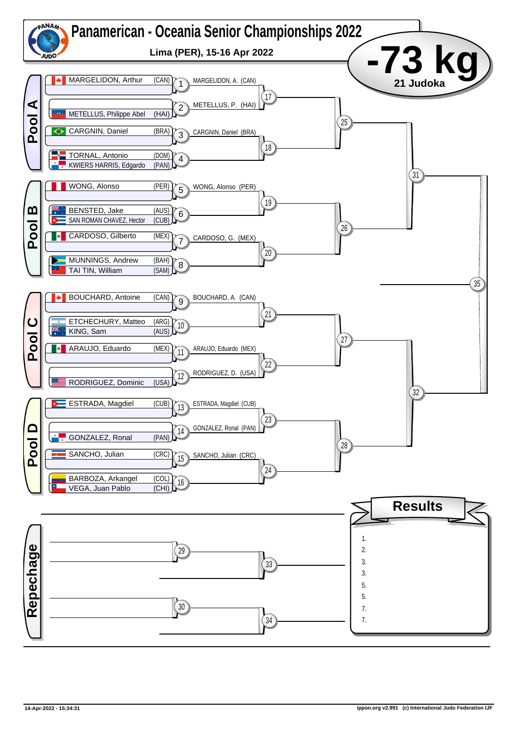# Panamerican - Oceania Senior Championships 2022

**Lima (PER), 15-16 Apr 2022**

## -73 kg

**21 Judoka**

## Pool A

| Match | Competitors | Winner |
|---|---|---|
| 1 | MARGELIDON, Arthur (CAN) | MARGELIDON, A. (CAN) |
| 2 | METELLUS, Philippe Abel (HAI) | METELLUS, P. (HAI) |
| 3 | CARGNIN, Daniel (BRA) | CARGNIN, Daniel (BRA) |
| 4 | TORNAL, Antonio (DOM) / KWIERS HARRIS, Edgardo (PAN) | |
| 17 | | |
| 18 | | |
| 25 | | |

## Pool B

| Match | Competitors | Winner |
|---|---|---|
| 5 | WONG, Alonso (PER) | WONG, Alonso (PER) |
| 6 | BENSTED, Jake (AUS) / SAN ROMAN CHAVEZ, Hector (CUB) | |
| 7 | CARDOSO, Gilberto (MEX) | CARDOSO, G. (MEX) |
| 8 | MUNNINGS, Andrew (BAH) / TAI TIN, William (SAM) | |
| 19 | | |
| 20 | | |
| 26 | | |
| 31 | | |

## Pool C

| Match | Competitors | Winner |
|---|---|---|
| 9 | BOUCHARD, Antoine (CAN) | BOUCHARD, A. (CAN) |
| 10 | ETCHECHURY, Matteo (ARG) / KING, Sam (AUS) | |
| 11 | ARAUJO, Eduardo (MEX) | ARAUJO, Eduardo (MEX) |
| 12 | RODRIGUEZ, Dominic (USA) | RODRIGUEZ, D. (USA) |
| 21 | | |
| 22 | | |
| 27 | | |

## Pool D

| Match | Competitors | Winner |
|---|---|---|
| 13 | ESTRADA, Magdiel (CUB) | ESTRADA, Magdiel (CUB) |
| 14 | GONZALEZ, Ronal (PAN) | GONZALEZ, Ronal (PAN) |
| 15 | SANCHO, Julian (CRC) | SANCHO, Julian (CRC) |
| 16 | BARBOZA, Arkangel (COL) / VEGA, Juan Pablo (CHI) | |
| 23 | | |
| 24 | | |
| 28 | | |
| 32 | | |

Final: 35

## Repechage

| Match | Competitors |
|---|---|
| 29 | |
| 30 | |
| 33 | |
| 34 | |

## Results

1.
2.
3.
3.
5.
5.
7.
7.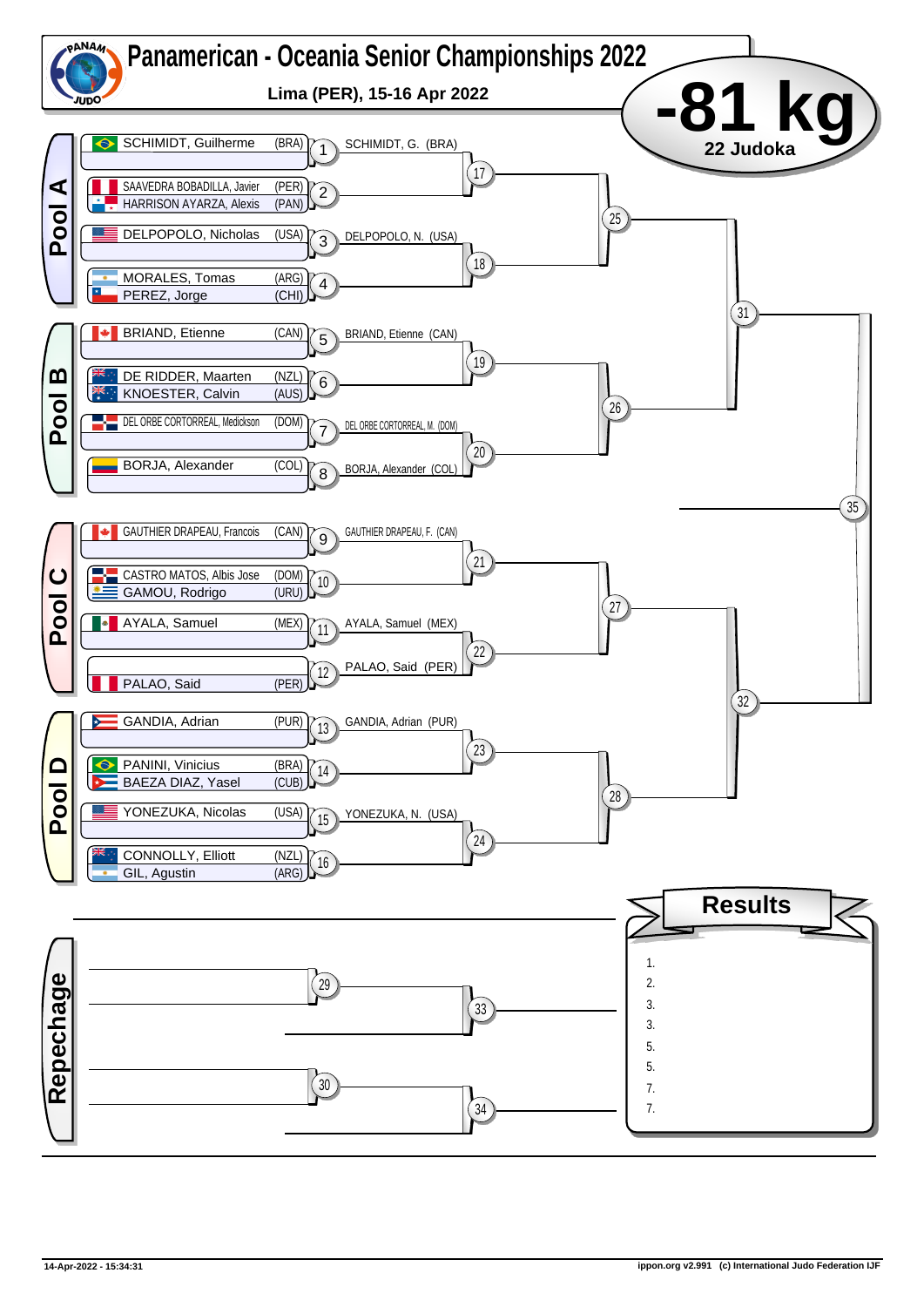# Panamerican - Oceania Senior Championships 2022

**Lima (PER), 15-16 Apr 2022**

## -81 kg

**22 Judoka**

## Pool A

| Match | Competitors | Winner |
|---|---|---|
| 1 | SCHIMIDT, Guilherme (BRA) | SCHIMIDT, G. (BRA) |
| 2 | SAAVEDRA BOBADILLA, Javier (PER) / HARRISON AYARZA, Alexis (PAN) | |
| 3 | DELPOPOLO, Nicholas (USA) | DELPOPOLO, N. (USA) |
| 4 | MORALES, Tomas (ARG) / PEREZ, Jorge (CHI) | |

## Pool B

| Match | Competitors | Winner |
|---|---|---|
| 5 | BRIAND, Etienne (CAN) | BRIAND, Etienne (CAN) |
| 6 | DE RIDDER, Maarten (NZL) / KNOESTER, Calvin (AUS) | |
| 7 | DEL ORBE CORTORREAL, Medickson (DOM) | DEL ORBE CORTORREAL, M. (DOM) |
| 8 | BORJA, Alexander (COL) | BORJA, Alexander (COL) |

## Pool C

| Match | Competitors | Winner |
|---|---|---|
| 9 | GAUTHIER DRAPEAU, Francois (CAN) | GAUTHIER DRAPEAU, F. (CAN) |
| 10 | CASTRO MATOS, Albis Jose (DOM) / GAMOU, Rodrigo (URU) | |
| 11 | AYALA, Samuel (MEX) | AYALA, Samuel (MEX) |
| 12 | PALAO, Said (PER) | PALAO, Said (PER) |

## Pool D

| Match | Competitors | Winner |
|---|---|---|
| 13 | GANDIA, Adrian (PUR) | GANDIA, Adrian (PUR) |
| 14 | PANINI, Vinicius (BRA) / BAEZA DIAZ, Yasel (CUB) | |
| 15 | YONEZUKA, Nicolas (USA) | YONEZUKA, N. (USA) |
| 16 | CONNOLLY, Elliott (NZL) / GIL, Agustin (ARG) | |

Further rounds: 17, 18, 19, 20, 21, 22, 23, 24, 25, 26, 27, 28, 31, 32, 35

## Repechage

29, 30, 33, 34

## Results

1.
2.
3.
3.
5.
5.
7.
7.

14-Apr-2022 - 15:34:31 — ippon.org v2.991 (c) International Judo Federation IJF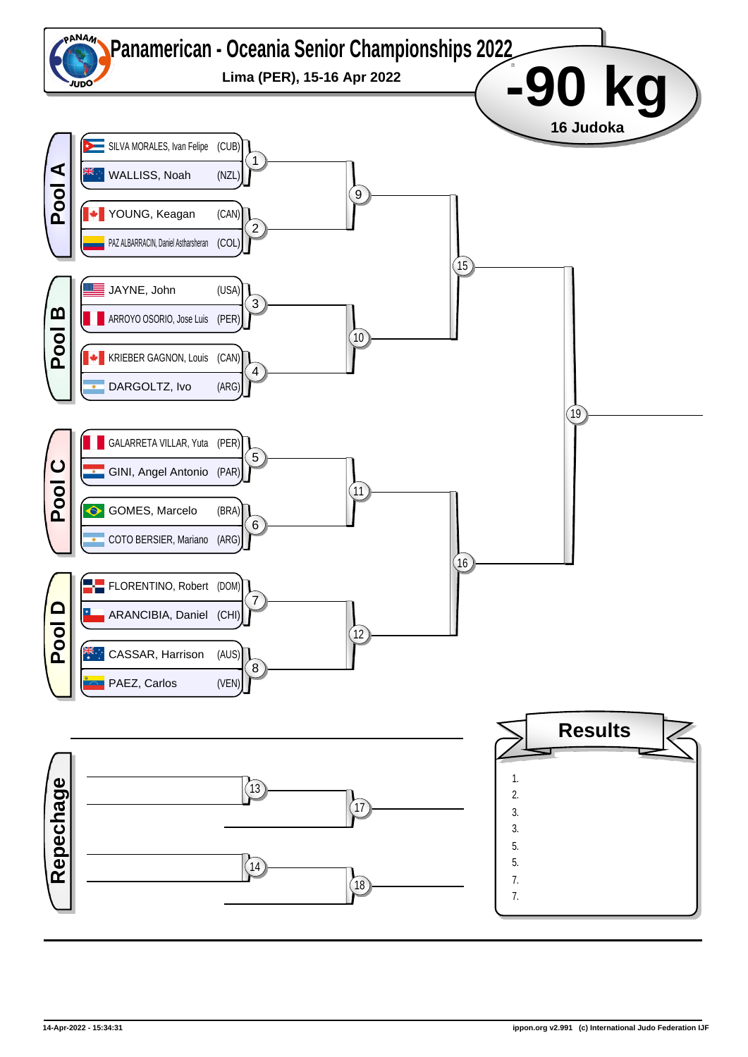# Panamerican - Oceania Senior Championships 2022

**Lima (PER), 15-16 Apr 2022**

# -90 kg

**16 Judoka**

## Pool A

| Athlete | Country | Match |
|---|---|---|
| SILVA MORALES, Ivan Felipe | (CUB) | 1 |
| WALLISS, Noah | (NZL) | 1 |
| YOUNG, Keagan | (CAN) | 2 |
| PAZ ALBARRACIN, Daniel Astharsheran | (COL) | 2 |

## Pool B

| Athlete | Country | Match |
|---|---|---|
| JAYNE, John | (USA) | 3 |
| ARROYO OSORIO, Jose Luis | (PER) | 3 |
| KRIEBER GAGNON, Louis | (CAN) | 4 |
| DARGOLTZ, Ivo | (ARG) | 4 |

## Pool C

| Athlete | Country | Match |
|---|---|---|
| GALARRETA VILLAR, Yuta | (PER) | 5 |
| GINI, Angel Antonio | (PAR) | 5 |
| GOMES, Marcelo | (BRA) | 6 |
| COTO BERSIER, Mariano | (ARG) | 6 |

## Pool D

| Athlete | Country | Match |
|---|---|---|
| FLORENTINO, Robert | (DOM) | 7 |
| ARANCIBIA, Daniel | (CHI) | 7 |
| CASSAR, Harrison | (AUS) | 8 |
| PAEZ, Carlos | (VEN) | 8 |

Matches: 9 (winners 1 & 2), 10 (winners 3 & 4), 11 (winners 5 & 6), 12 (winners 7 & 8), 15 (winners 9 & 10), 16 (winners 11 & 12), 19 (final).

## Repechage

Matches: 13, 14, 17, 18

## Results

1.
2.
3.
3.
5.
5.
7.
7.

14-Apr-2022 - 15:34:31

ippon.org v2.991 (c) International Judo Federation IJF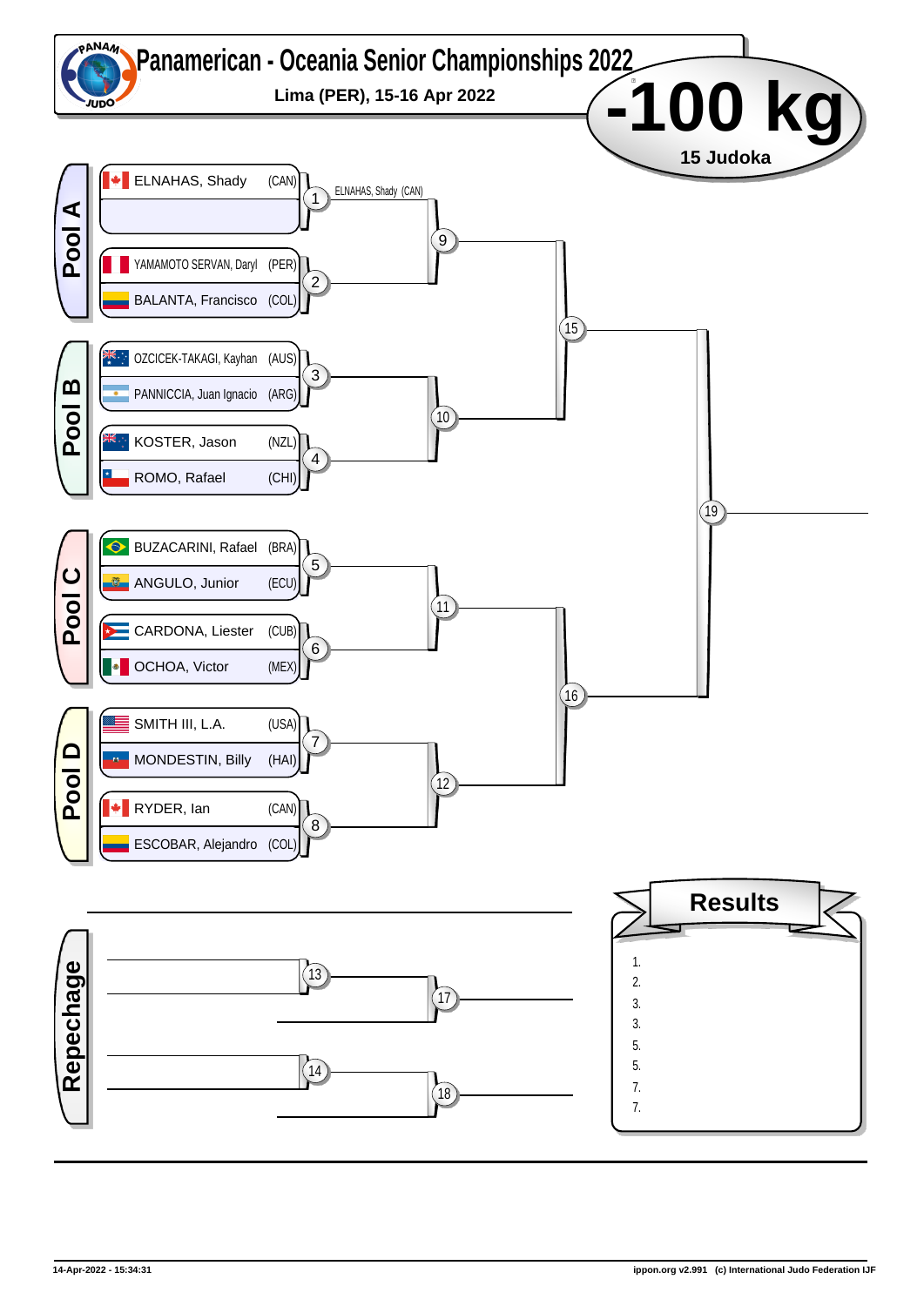# Panamerican - Oceania Senior Championships 2022

**Lima (PER), 15-16 Apr 2022**

# -100 kg

**15 Judoka**

## Pool A

| Athlete | Country | Match |
|---|---|---|
| ELNAHAS, Shady | (CAN) | 1 |
| | | |
| YAMAMOTO SERVAN, Daryl | (PER) | 2 |
| BALANTA, Francisco | (COL) | |

Match 1: ELNAHAS, Shady (CAN)

## Pool B

| Athlete | Country | Match |
|---|---|---|
| OZCICEK-TAKAGI, Kayhan | (AUS) | 3 |
| PANNICCIA, Juan Ignacio | (ARG) | |
| KOSTER, Jason | (NZL) | 4 |
| ROMO, Rafael | (CHI) | |

## Pool C

| Athlete | Country | Match |
|---|---|---|
| BUZACARINI, Rafael | (BRA) | 5 |
| ANGULO, Junior | (ECU) | |
| CARDONA, Liester | (CUB) | 6 |
| OCHOA, Victor | (MEX) | |

## Pool D

| Athlete | Country | Match |
|---|---|---|
| SMITH III, L.A. | (USA) | 7 |
| MONDESTIN, Billy | (HAI) | |
| RYDER, Ian | (CAN) | 8 |
| ESCOBAR, Alejandro | (COL) | |

Matches: 9, 10, 11, 12, 15, 16, 19

## Repechage

Matches: 13, 14, 17, 18

## Results

1.
2.
3.
3.
5.
5.
7.
7.

14-Apr-2022 - 15:34:31

ippon.org v2.991 (c) International Judo Federation IJF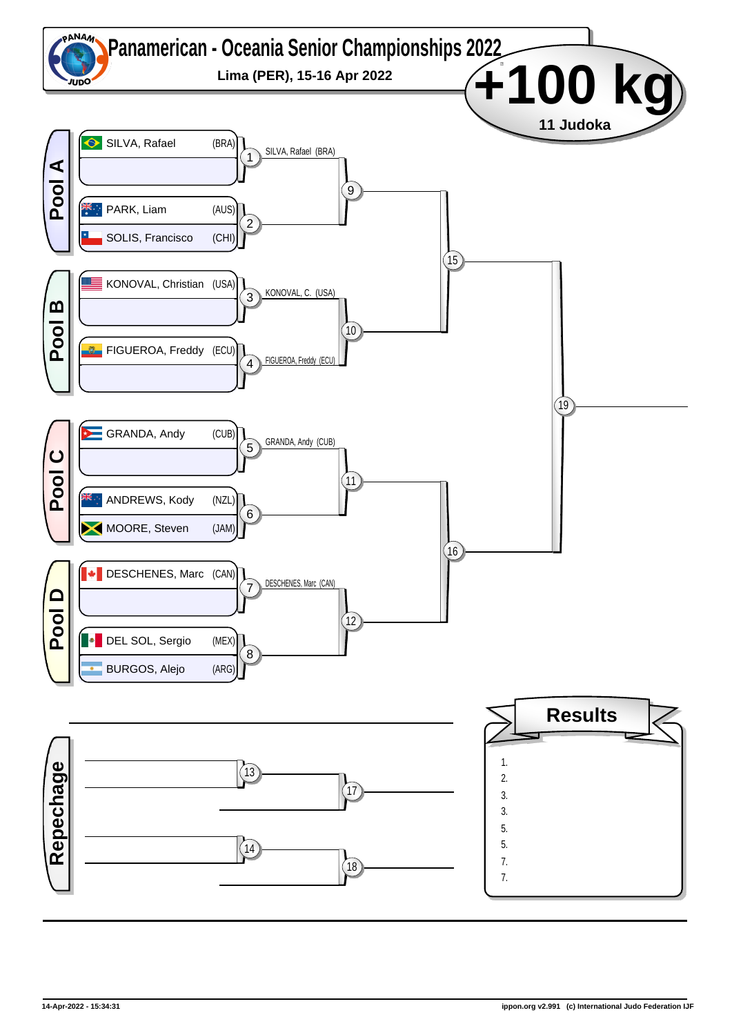# Panamerican - Oceania Senior Championships 2022

**Lima (PER), 15-16 Apr 2022**

# +100 kg

**11 Judoka**

## Pool A

| Contest | Athlete | Country |
|---|---|---|
| 1 | SILVA, Rafael | (BRA) |
| 1 | | |
| 2 | PARK, Liam | (AUS) |
| 2 | SOLIS, Francisco | (CHI) |

Winner contest 1: SILVA, Rafael (BRA)

## Pool B

| Contest | Athlete | Country |
|---|---|---|
| 3 | KONOVAL, Christian | (USA) |
| 3 | | |
| 4 | FIGUEROA, Freddy | (ECU) |
| 4 | | |

Winner contest 3: KONOVAL, C. (USA)

Winner contest 4: FIGUEROA, Freddy (ECU)

## Pool C

| Contest | Athlete | Country |
|---|---|---|
| 5 | GRANDA, Andy | (CUB) |
| 5 | | |
| 6 | ANDREWS, Kody | (NZL) |
| 6 | MOORE, Steven | (JAM) |

Winner contest 5: GRANDA, Andy (CUB)

## Pool D

| Contest | Athlete | Country |
|---|---|---|
| 7 | DESCHENES, Marc | (CAN) |
| 7 | | |
| 8 | DEL SOL, Sergio | (MEX) |
| 8 | BURGOS, Alejo | (ARG) |

Winner contest 7: DESCHENES, Marc (CAN)

Contests: 9, 10, 11, 12, 15, 16, 19

## Repechage

Contests: 13, 14, 17, 18

## Results

1.
2.
3.
3.
5.
5.
7.
7.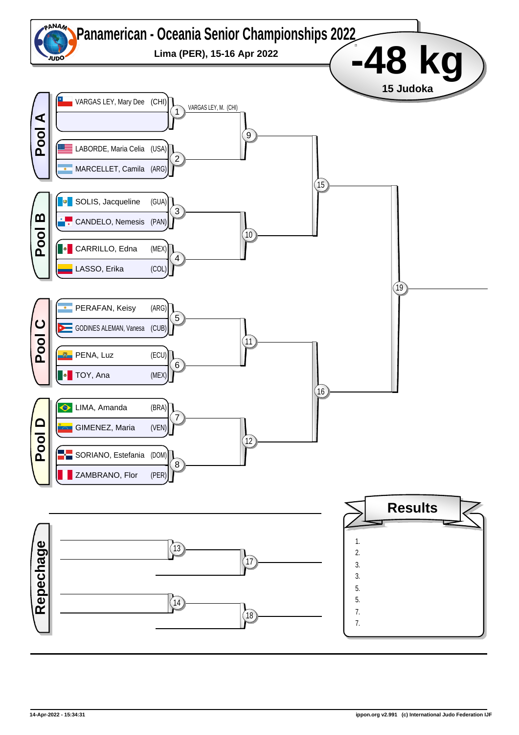# Panamerican - Oceania Senior Championships 2022

**Lima (PER), 15-16 Apr 2022**

# -48 kg

**15 Judoka**

## Pool A

| Athlete | Country | Contest |
|---|---|---|
| VARGAS LEY, Mary Dee | (CHI) | 1 |
| | | |
| LABORDE, Maria Celia | (USA) | 2 |
| MARCELLET, Camila | (ARG) | |

Contest 1: VARGAS LEY, M. (CHI)

## Pool B

| Athlete | Country | Contest |
|---|---|---|
| SOLIS, Jacqueline | (GUA) | 3 |
| CANDELO, Nemesis | (PAN) | |
| CARRILLO, Edna | (MEX) | 4 |
| LASSO, Erika | (COL) | |

## Pool C

| Athlete | Country | Contest |
|---|---|---|
| PERAFAN, Keisy | (ARG) | 5 |
| GODINES ALEMAN, Vanesa | (CUB) | |
| PENA, Luz | (ECU) | 6 |
| TOY, Ana | (MEX) | |

## Pool D

| Athlete | Country | Contest |
|---|---|---|
| LIMA, Amanda | (BRA) | 7 |
| GIMENEZ, Maria | (VEN) | |
| SORIANO, Estefania | (DOM) | 8 |
| ZAMBRANO, Flor | (PER) | |

Contests: 9 (winners 1, 2), 10 (winners 3, 4), 11 (winners 5, 6), 12 (winners 7, 8), 15 (winners 9, 10), 16 (winners 11, 12), 19 (final: winners 15, 16)

## Repechage

Contests: 13, 14, 17, 18

## Results

1.
2.
3.
3.
5.
5.
7.
7.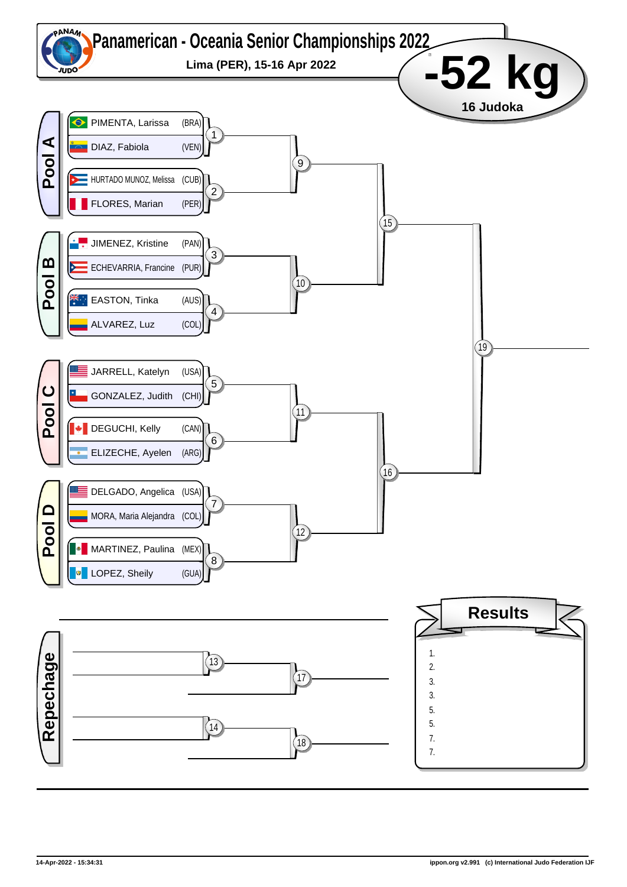# Panamerican - Oceania Senior Championships 2022

**Lima (PER), 15-16 Apr 2022**

# -52 kg

**16 Judoka**

## Pool A

| Competitor | Country | Match |
|---|---|---|
| PIMENTA, Larissa | (BRA) | 1 |
| DIAZ, Fabiola | (VEN) | 1 |
| HURTADO MUNOZ, Melissa | (CUB) | 2 |
| FLORES, Marian | (PER) | 2 |

## Pool B

| Competitor | Country | Match |
|---|---|---|
| JIMENEZ, Kristine | (PAN) | 3 |
| ECHEVARRIA, Francine | (PUR) | 3 |
| EASTON, Tinka | (AUS) | 4 |
| ALVAREZ, Luz | (COL) | 4 |

## Pool C

| Competitor | Country | Match |
|---|---|---|
| JARRELL, Katelyn | (USA) | 5 |
| GONZALEZ, Judith | (CHI) | 5 |
| DEGUCHI, Kelly | (CAN) | 6 |
| ELIZECHE, Ayelen | (ARG) | 6 |

## Pool D

| Competitor | Country | Match |
|---|---|---|
| DELGADO, Angelica | (USA) | 7 |
| MORA, Maria Alejandra | (COL) | 7 |
| MARTINEZ, Paulina | (MEX) | 8 |
| LOPEZ, Sheily | (GUA) | 8 |

Matches: 9, 10, 11, 12, 15, 16, 19

## Repechage

Matches: 13, 14, 17, 18

## Results

1.
2.
3.
3.
5.
5.
7.
7.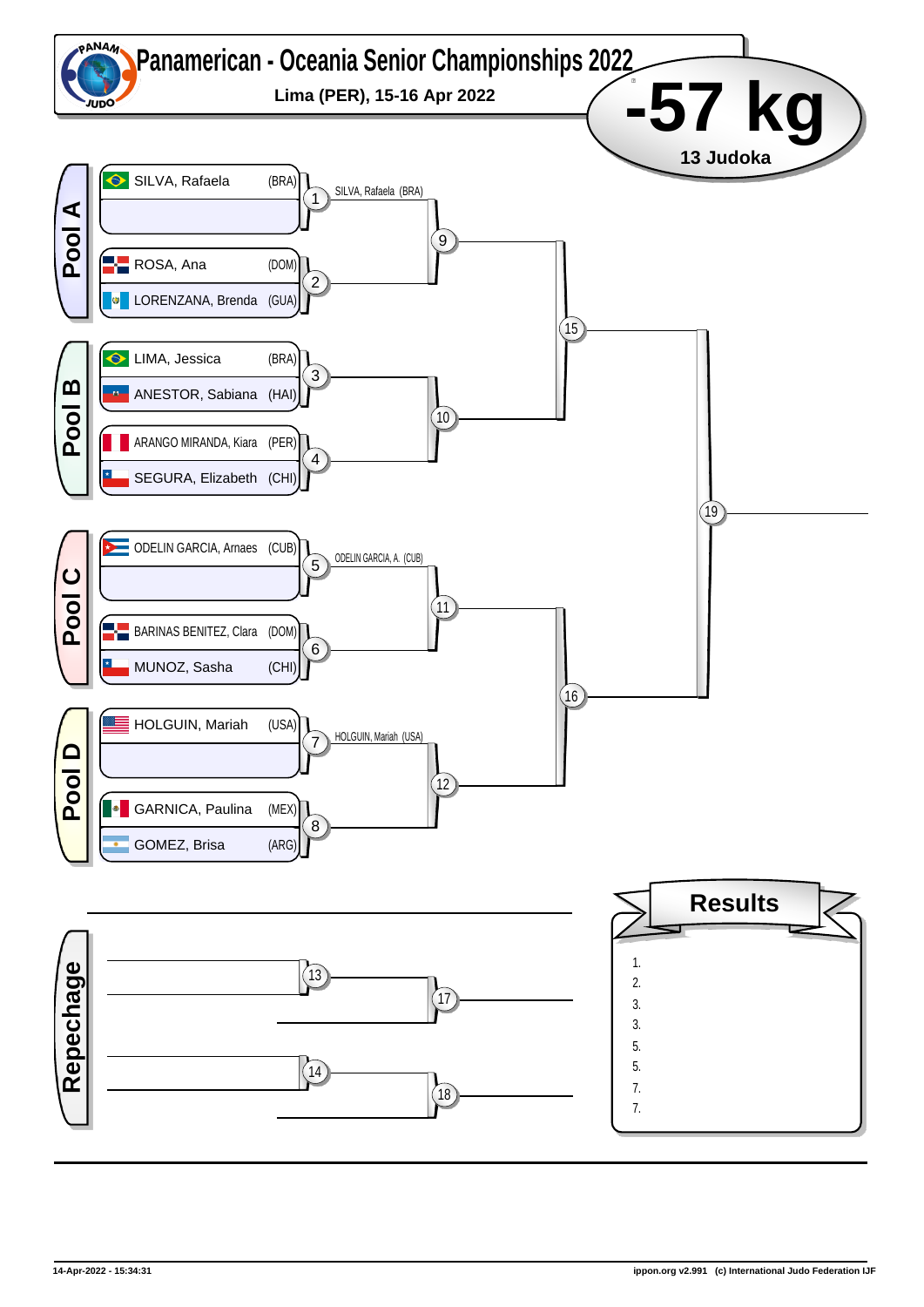# Panamerican - Oceania Senior Championships 2022

**Lima (PER), 15-16 Apr 2022**

# -57 kg

**13 Judoka**

## Pool A

| Athlete | Country | Match | Winner |
|---|---|---|---|
| SILVA, Rafaela | (BRA) | 1 | SILVA, Rafaela (BRA) |
| | | | |
| ROSA, Ana | (DOM) | 2 | |
| LORENZANA, Brenda | (GUA) | | |

Match 9

## Pool B

| Athlete | Country | Match |
|---|---|---|
| LIMA, Jessica | (BRA) | 3 |
| ANESTOR, Sabiana | (HAI) | |
| ARANGO MIRANDA, Kiara | (PER) | 4 |
| SEGURA, Elizabeth | (CHI) | |

Match 10

Match 15

## Pool C

| Athlete | Country | Match | Winner |
|---|---|---|---|
| ODELIN GARCIA, Arnaes | (CUB) | 5 | ODELIN GARCIA, A. (CUB) |
| | | | |
| BARINAS BENITEZ, Clara | (DOM) | 6 | |
| MUNOZ, Sasha | (CHI) | | |

Match 11

## Pool D

| Athlete | Country | Match | Winner |
|---|---|---|---|
| HOLGUIN, Mariah | (USA) | 7 | HOLGUIN, Mariah (USA) |
| | | | |
| GARNICA, Paulina | (MEX) | 8 | |
| GOMEZ, Brisa | (ARG) | | |

Match 12

Match 16

Match 19

## Repechage

Match 13 → Match 17

Match 14 → Match 18

## Results

1.
2.
3.
3.
5.
5.
7.
7.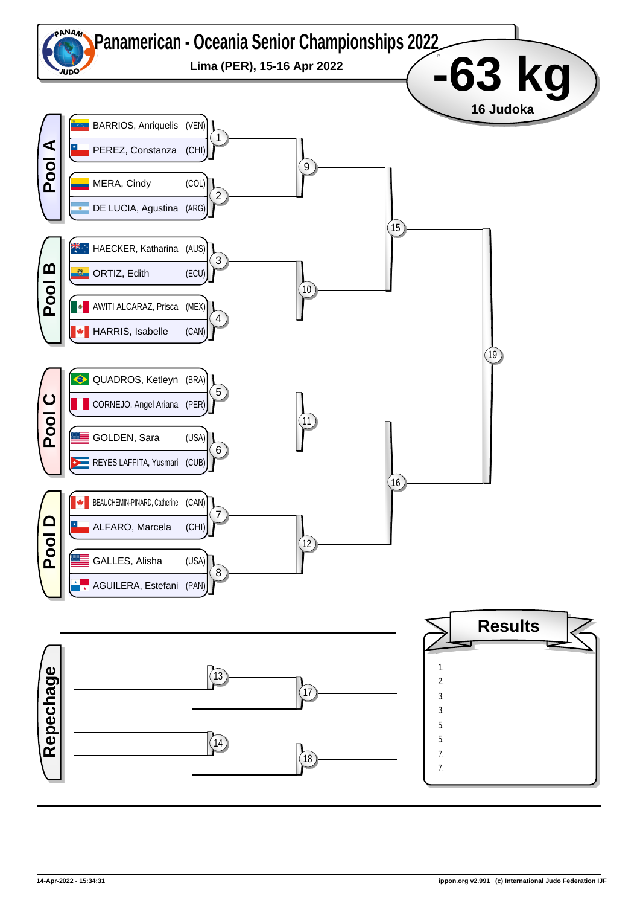# Panamerican - Oceania Senior Championships 2022

**Lima (PER), 15-16 Apr 2022**

# -63 kg

**16 Judoka**

## Pool A

| Athlete | Country | Match |
|---|---|---|
| BARRIOS, Anriquelis | (VEN) | 1 |
| PEREZ, Constanza | (CHI) | 1 |
| MERA, Cindy | (COL) | 2 |
| DE LUCIA, Agustina | (ARG) | 2 |

## Pool B

| Athlete | Country | Match |
|---|---|---|
| HAECKER, Katharina | (AUS) | 3 |
| ORTIZ, Edith | (ECU) | 3 |
| AWITI ALCARAZ, Prisca | (MEX) | 4 |
| HARRIS, Isabelle | (CAN) | 4 |

## Pool C

| Athlete | Country | Match |
|---|---|---|
| QUADROS, Ketleyn | (BRA) | 5 |
| CORNEJO, Angel Ariana | (PER) | 5 |
| GOLDEN, Sara | (USA) | 6 |
| REYES LAFFITA, Yusmari | (CUB) | 6 |

## Pool D

| Athlete | Country | Match |
|---|---|---|
| BEAUCHEMIN-PINARD, Catherine | (CAN) | 7 |
| ALFARO, Marcela | (CHI) | 7 |
| GALLES, Alisha | (USA) | 8 |
| AGUILERA, Estefani | (PAN) | 8 |

Matches: 9, 10, 11, 12, 15, 16, 19

## Repechage

Matches: 13, 14, 17, 18

## Results

1.
2.
3.
3.
5.
5.
7.
7.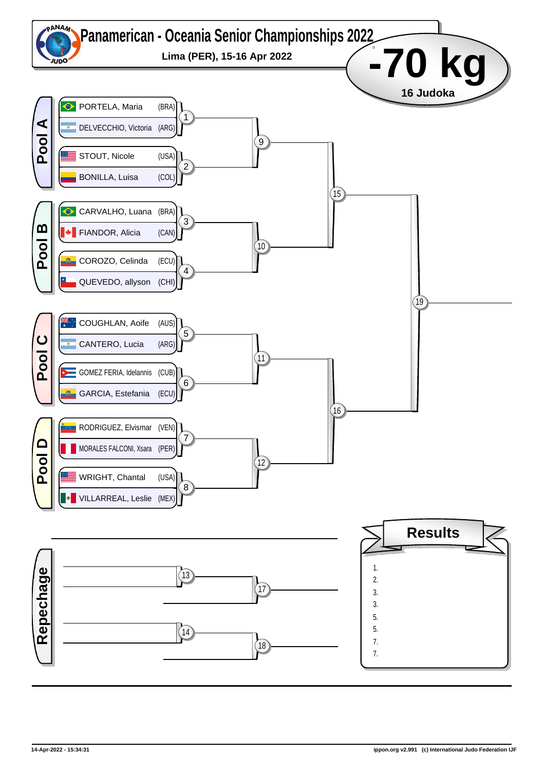# Panamerican - Oceania Senior Championships 2022

**Lima (PER), 15-16 Apr 2022**

# -70 kg

**16 Judoka**

## Pool A

| Athlete | Country | Match |
|---|---|---|
| PORTELA, Maria | (BRA) | 1 |
| DELVECCHIO, Victoria | (ARG) | 1 |
| STOUT, Nicole | (USA) | 2 |
| BONILLA, Luisa | (COL) | 2 |

## Pool B

| Athlete | Country | Match |
|---|---|---|
| CARVALHO, Luana | (BRA) | 3 |
| FIANDOR, Alicia | (CAN) | 3 |
| COROZO, Celinda | (ECU) | 4 |
| QUEVEDO, allyson | (CHI) | 4 |

## Pool C

| Athlete | Country | Match |
|---|---|---|
| COUGHLAN, Aoife | (AUS) | 5 |
| CANTERO, Lucia | (ARG) | 5 |
| GOMEZ FERIA, Idelannis | (CUB) | 6 |
| GARCIA, Estefania | (ECU) | 6 |

## Pool D

| Athlete | Country | Match |
|---|---|---|
| RODRIGUEZ, Elvismar | (VEN) | 7 |
| MORALES FALCONI, Xsara | (PER) | 7 |
| WRIGHT, Chantal | (USA) | 8 |
| VILLARREAL, Leslie | (MEX) | 8 |

Matches: 1 & 2 → 9; 3 & 4 → 10; 5 & 6 → 11; 7 & 8 → 12; 9 & 10 → 15; 11 & 12 → 16; 15 & 16 → 19

## Repechage

Matches: 13 → 17; 14 → 18

## Results

1.
2.
3.
3.
5.
5.
7.
7.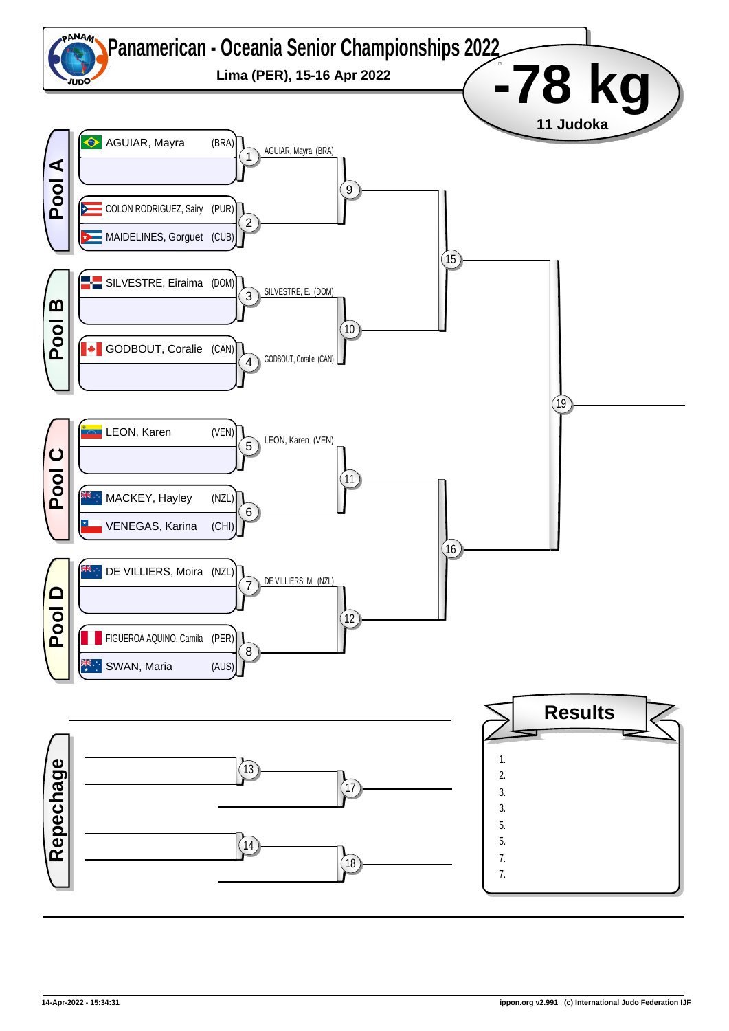# Panamerican - Oceania Senior Championships 2022

**Lima (PER), 15-16 Apr 2022**

# -78 kg

**11 Judoka**

## Pool A

| Competitor | Country | Match | Winner |
|---|---|---|---|
| AGUIAR, Mayra | (BRA) | 1 | AGUIAR, Mayra (BRA) |
| | | | |
| COLON RODRIGUEZ, Sairy | (PUR) | 2 | |
| MAIDELINES, Gorguet | (CUB) | | |

Match 9

## Pool B

| Competitor | Country | Match | Winner |
|---|---|---|---|
| SILVESTRE, Eiraima | (DOM) | 3 | SILVESTRE, E. (DOM) |
| | | | |
| GODBOUT, Coralie | (CAN) | 4 | GODBOUT, Coralie (CAN) |
| | | | |

Match 10

Match 15

## Pool C

| Competitor | Country | Match | Winner |
|---|---|---|---|
| LEON, Karen | (VEN) | 5 | LEON, Karen (VEN) |
| | | | |
| MACKEY, Hayley | (NZL) | 6 | |
| VENEGAS, Karina | (CHI) | | |

Match 11

## Pool D

| Competitor | Country | Match | Winner |
|---|---|---|---|
| DE VILLIERS, Moira | (NZL) | 7 | DE VILLIERS, M. (NZL) |
| | | | |
| FIGUEROA AQUINO, Camila | (PER) | 8 | |
| SWAN, Maria | (AUS) | | |

Match 12

Match 16

Match 19

## Repechage

Match 13 → Match 17

Match 14 → Match 18

## Results

1.
2.
3.
3.
5.
5.
7.
7.

14-Apr-2022 - 15:34:31 ippon.org v2.991 (c) International Judo Federation IJF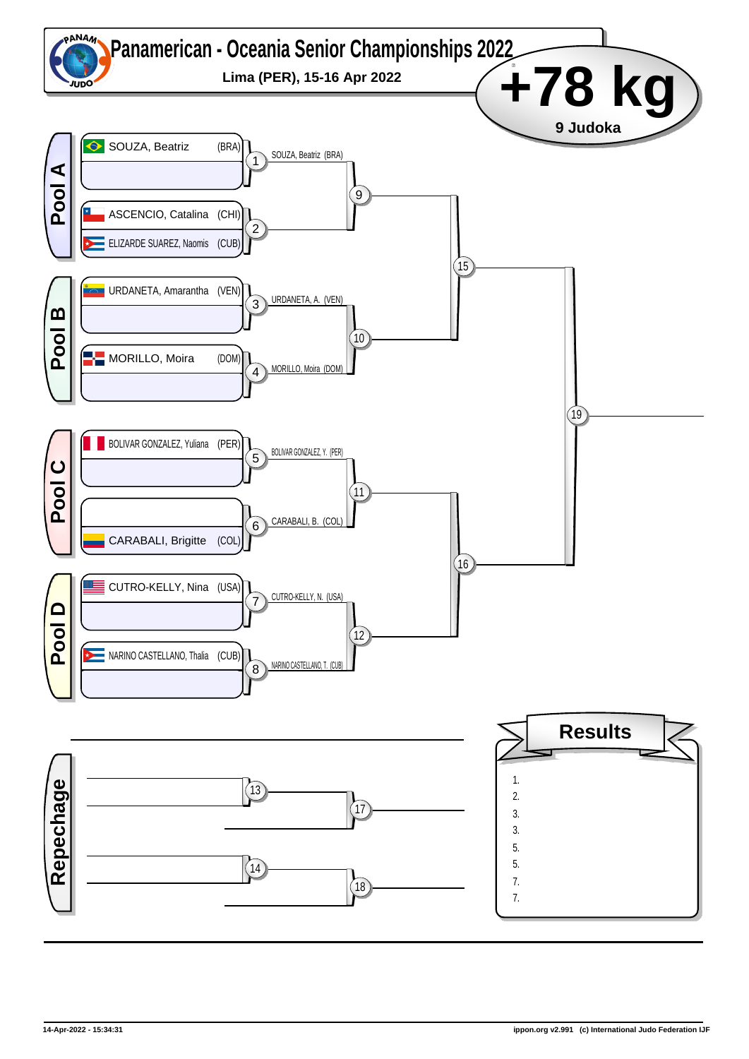# Panamerican - Oceania Senior Championships 2022

**Lima (PER), 15-16 Apr 2022**

# +78 kg

**9 Judoka**

## Pool A

- SOUZA, Beatriz (BRA)
- ASCENCIO, Catalina (CHI)
- ELIZARDE SUAREZ, Naomis (CUB)

1: SOUZA, Beatriz (BRA)

2

9

## Pool B

- URDANETA, Amarantha (VEN)
- MORILLO, Moira (DOM)

3: URDANETA, A. (VEN)

4: MORILLO, Moira (DOM)

10

15

## Pool C

- BOLIVAR GONZALEZ, Yuliana (PER)
- CARABALI, Brigitte (COL)

5: BOLIVAR GONZALEZ, Y. (PER)

6: CARABALI, B. (COL)

11

## Pool D

- CUTRO-KELLY, Nina (USA)
- NARINO CASTELLANO, Thalia (CUB)

7: CUTRO-KELLY, N. (USA)

8: NARINO CASTELLANO, T. (CUB)

12

16

19

## Repechage

13

14

17

18

## Results

1.
2.
3.
3.
5.
5.
7.
7.

14-Apr-2022 - 15:34:31

ippon.org v2.991 (c) International Judo Federation IJF